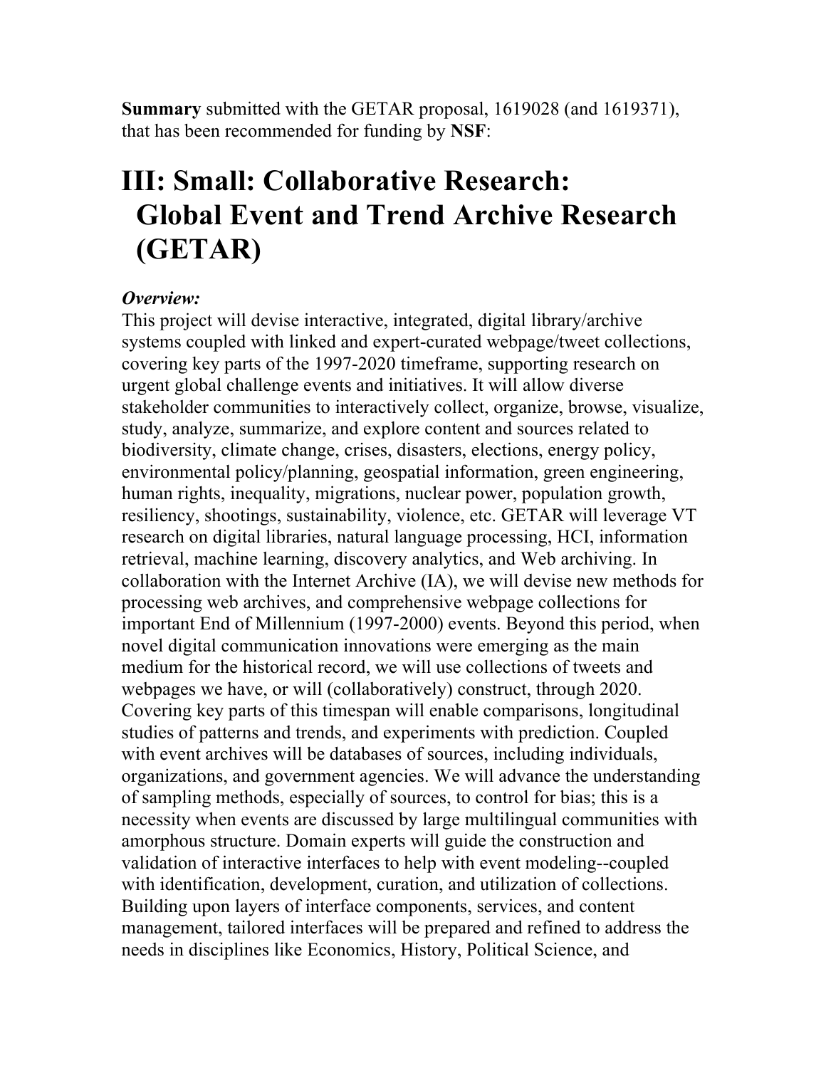**Summary** submitted with the GETAR proposal, 1619028 (and 1619371), that has been recommended for funding by **NSF**:

# III: Small: Collaborative Research: Global Event and Trend Archive Research (GETAR)

***Overview:***

This project will devise interactive, integrated, digital library/archive systems coupled with linked and expert-curated webpage/tweet collections, covering key parts of the 1997-2020 timeframe, supporting research on urgent global challenge events and initiatives. It will allow diverse stakeholder communities to interactively collect, organize, browse, visualize, study, analyze, summarize, and explore content and sources related to biodiversity, climate change, crises, disasters, elections, energy policy, environmental policy/planning, geospatial information, green engineering, human rights, inequality, migrations, nuclear power, population growth, resiliency, shootings, sustainability, violence, etc. GETAR will leverage VT research on digital libraries, natural language processing, HCI, information retrieval, machine learning, discovery analytics, and Web archiving. In collaboration with the Internet Archive (IA), we will devise new methods for processing web archives, and comprehensive webpage collections for important End of Millennium (1997-2000) events. Beyond this period, when novel digital communication innovations were emerging as the main medium for the historical record, we will use collections of tweets and webpages we have, or will (collaboratively) construct, through 2020. Covering key parts of this timespan will enable comparisons, longitudinal studies of patterns and trends, and experiments with prediction. Coupled with event archives will be databases of sources, including individuals, organizations, and government agencies. We will advance the understanding of sampling methods, especially of sources, to control for bias; this is a necessity when events are discussed by large multilingual communities with amorphous structure. Domain experts will guide the construction and validation of interactive interfaces to help with event modeling--coupled with identification, development, curation, and utilization of collections. Building upon layers of interface components, services, and content management, tailored interfaces will be prepared and refined to address the needs in disciplines like Economics, History, Political Science, and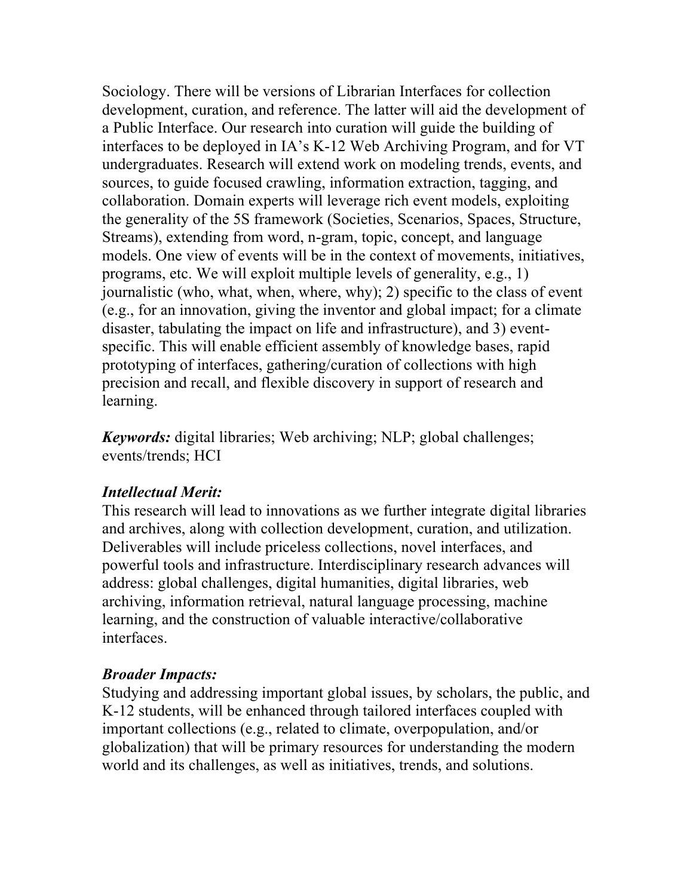Sociology. There will be versions of Librarian Interfaces for collection development, curation, and reference. The latter will aid the development of a Public Interface. Our research into curation will guide the building of interfaces to be deployed in IA's K-12 Web Archiving Program, and for VT undergraduates. Research will extend work on modeling trends, events, and sources, to guide focused crawling, information extraction, tagging, and collaboration. Domain experts will leverage rich event models, exploiting the generality of the 5S framework (Societies, Scenarios, Spaces, Structure, Streams), extending from word, n-gram, topic, concept, and language models. One view of events will be in the context of movements, initiatives, programs, etc. We will exploit multiple levels of generality, e.g., 1) journalistic (who, what, when, where, why); 2) specific to the class of event (e.g., for an innovation, giving the inventor and global impact; for a climate disaster, tabulating the impact on life and infrastructure), and 3) event-specific. This will enable efficient assembly of knowledge bases, rapid prototyping of interfaces, gathering/curation of collections with high precision and recall, and flexible discovery in support of research and learning.

***Keywords:*** digital libraries; Web archiving; NLP; global challenges; events/trends; HCI

***Intellectual Merit:***

This research will lead to innovations as we further integrate digital libraries and archives, along with collection development, curation, and utilization. Deliverables will include priceless collections, novel interfaces, and powerful tools and infrastructure. Interdisciplinary research advances will address: global challenges, digital humanities, digital libraries, web archiving, information retrieval, natural language processing, machine learning, and the construction of valuable interactive/collaborative interfaces.

***Broader Impacts:***

Studying and addressing important global issues, by scholars, the public, and K-12 students, will be enhanced through tailored interfaces coupled with important collections (e.g., related to climate, overpopulation, and/or globalization) that will be primary resources for understanding the modern world and its challenges, as well as initiatives, trends, and solutions.